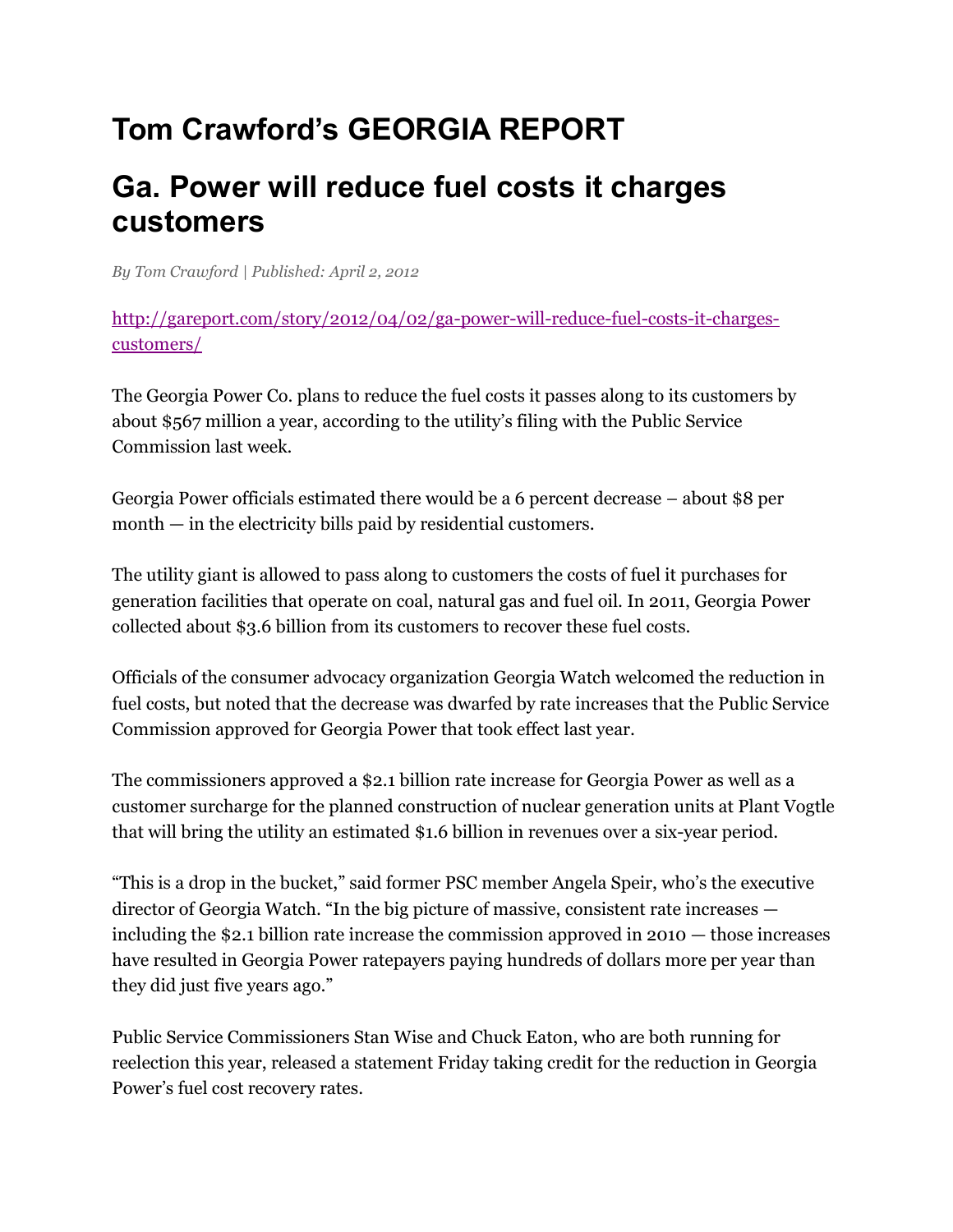# Tom Crawford's GEORGIA REPORT

## Ga. Power will reduce fuel costs it charges customers

*By Tom Crawford | Published: April 2, 2012*

http://gareport.com/story/2012/04/02/ga-power-will-reduce-fuel-costs-it-charges-customers/

The Georgia Power Co. plans to reduce the fuel costs it passes along to its customers by about $567 million a year, according to the utility's filing with the Public Service Commission last week.

Georgia Power officials estimated there would be a 6 percent decrease – about $8 per month — in the electricity bills paid by residential customers.

The utility giant is allowed to pass along to customers the costs of fuel it purchases for generation facilities that operate on coal, natural gas and fuel oil. In 2011, Georgia Power collected about $3.6 billion from its customers to recover these fuel costs.

Officials of the consumer advocacy organization Georgia Watch welcomed the reduction in fuel costs, but noted that the decrease was dwarfed by rate increases that the Public Service Commission approved for Georgia Power that took effect last year.

The commissioners approved a $2.1 billion rate increase for Georgia Power as well as a customer surcharge for the planned construction of nuclear generation units at Plant Vogtle that will bring the utility an estimated $1.6 billion in revenues over a six-year period.

"This is a drop in the bucket," said former PSC member Angela Speir, who's the executive director of Georgia Watch. "In the big picture of massive, consistent rate increases — including the $2.1 billion rate increase the commission approved in 2010 — those increases have resulted in Georgia Power ratepayers paying hundreds of dollars more per year than they did just five years ago."

Public Service Commissioners Stan Wise and Chuck Eaton, who are both running for reelection this year, released a statement Friday taking credit for the reduction in Georgia Power's fuel cost recovery rates.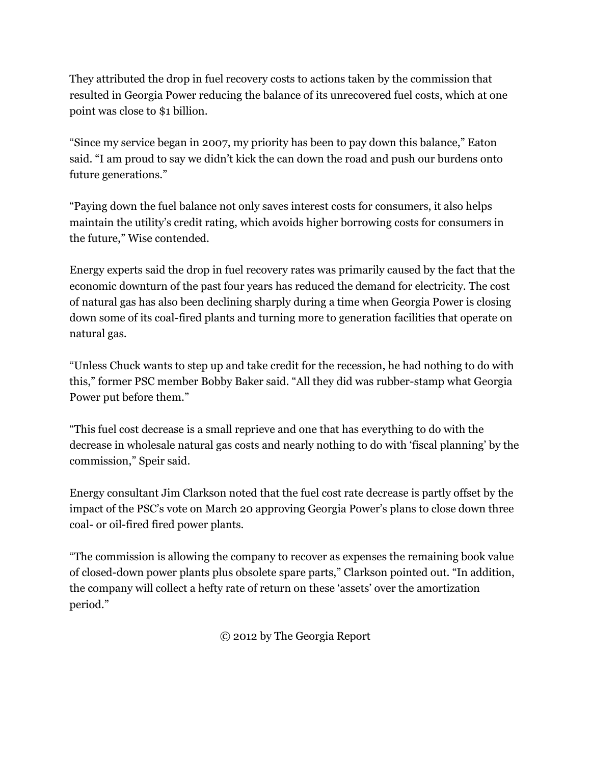They attributed the drop in fuel recovery costs to actions taken by the commission that resulted in Georgia Power reducing the balance of its unrecovered fuel costs, which at one point was close to $1 billion.

"Since my service began in 2007, my priority has been to pay down this balance," Eaton said. "I am proud to say we didn't kick the can down the road and push our burdens onto future generations."

"Paying down the fuel balance not only saves interest costs for consumers, it also helps maintain the utility's credit rating, which avoids higher borrowing costs for consumers in the future," Wise contended.

Energy experts said the drop in fuel recovery rates was primarily caused by the fact that the economic downturn of the past four years has reduced the demand for electricity. The cost of natural gas has also been declining sharply during a time when Georgia Power is closing down some of its coal-fired plants and turning more to generation facilities that operate on natural gas.

"Unless Chuck wants to step up and take credit for the recession, he had nothing to do with this," former PSC member Bobby Baker said. "All they did was rubber-stamp what Georgia Power put before them."

"This fuel cost decrease is a small reprieve and one that has everything to do with the decrease in wholesale natural gas costs and nearly nothing to do with 'fiscal planning' by the commission," Speir said.

Energy consultant Jim Clarkson noted that the fuel cost rate decrease is partly offset by the impact of the PSC's vote on March 20 approving Georgia Power's plans to close down three coal- or oil-fired fired power plants.

"The commission is allowing the company to recover as expenses the remaining book value of closed-down power plants plus obsolete spare parts," Clarkson pointed out. "In addition, the company will collect a hefty rate of return on these 'assets' over the amortization period."

© 2012 by The Georgia Report